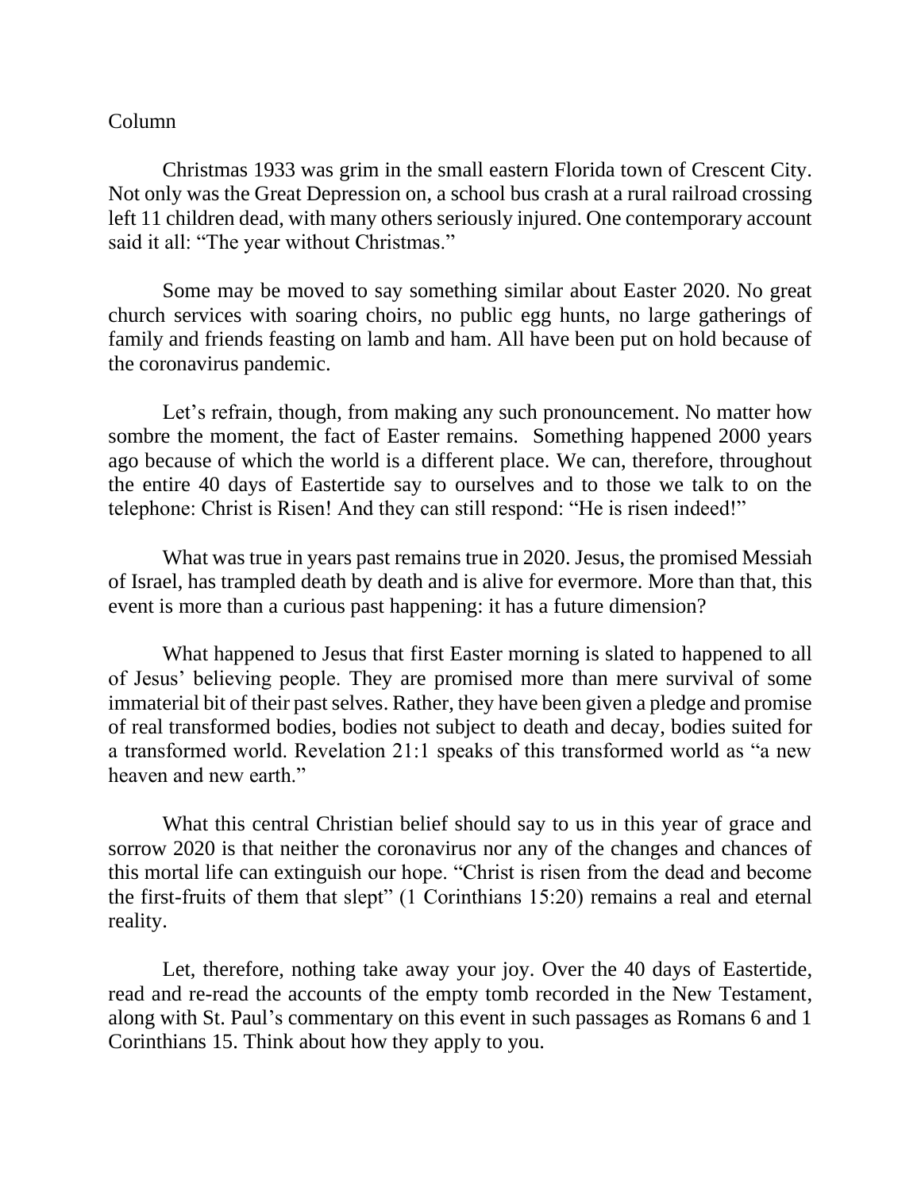Column

Christmas 1933 was grim in the small eastern Florida town of Crescent City. Not only was the Great Depression on, a school bus crash at a rural railroad crossing left 11 children dead, with many others seriously injured. One contemporary account said it all: "The year without Christmas."

Some may be moved to say something similar about Easter 2020. No great church services with soaring choirs, no public egg hunts, no large gatherings of family and friends feasting on lamb and ham. All have been put on hold because of the coronavirus pandemic.

Let's refrain, though, from making any such pronouncement. No matter how sombre the moment, the fact of Easter remains. Something happened 2000 years ago because of which the world is a different place. We can, therefore, throughout the entire 40 days of Eastertide say to ourselves and to those we talk to on the telephone: Christ is Risen! And they can still respond: "He is risen indeed!"

What was true in years past remains true in 2020. Jesus, the promised Messiah of Israel, has trampled death by death and is alive for evermore. More than that, this event is more than a curious past happening: it has a future dimension?

What happened to Jesus that first Easter morning is slated to happened to all of Jesus' believing people. They are promised more than mere survival of some immaterial bit of their past selves. Rather, they have been given a pledge and promise of real transformed bodies, bodies not subject to death and decay, bodies suited for a transformed world. Revelation 21:1 speaks of this transformed world as "a new heaven and new earth."

What this central Christian belief should say to us in this year of grace and sorrow 2020 is that neither the coronavirus nor any of the changes and chances of this mortal life can extinguish our hope. "Christ is risen from the dead and become the first-fruits of them that slept" (1 Corinthians 15:20) remains a real and eternal reality.

Let, therefore, nothing take away your joy. Over the 40 days of Eastertide, read and re-read the accounts of the empty tomb recorded in the New Testament, along with St. Paul's commentary on this event in such passages as Romans 6 and 1 Corinthians 15. Think about how they apply to you.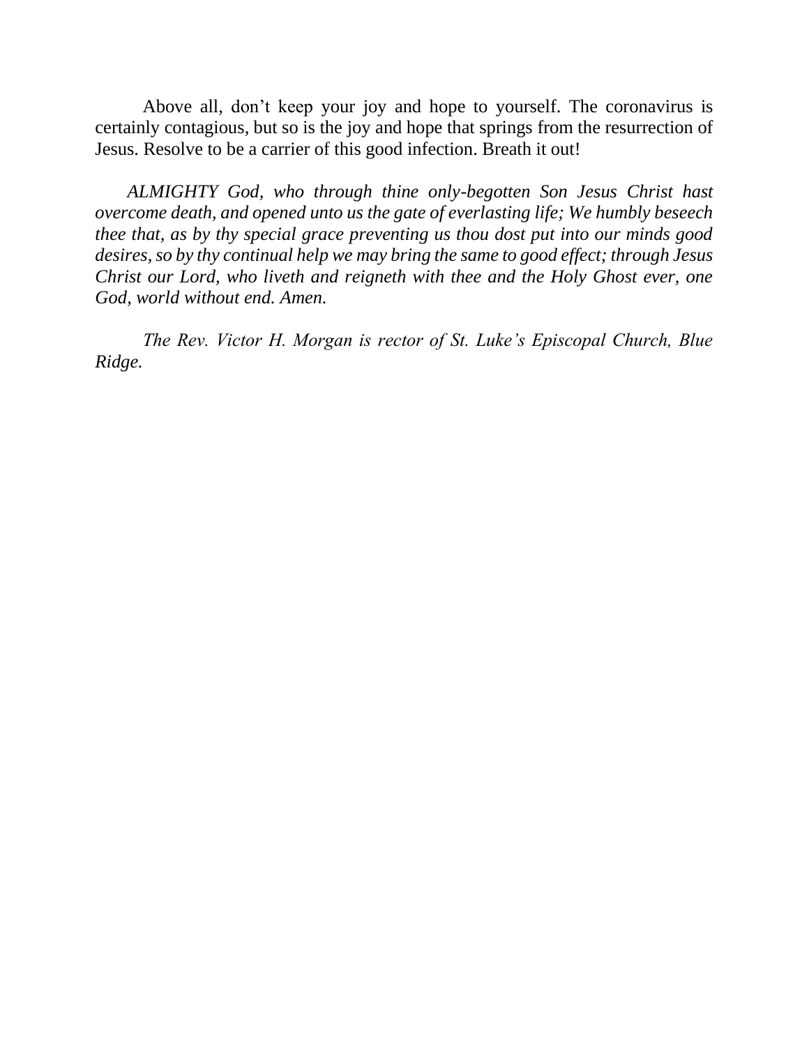Above all, don't keep your joy and hope to yourself. The coronavirus is certainly contagious, but so is the joy and hope that springs from the resurrection of Jesus. Resolve to be a carrier of this good infection. Breath it out!

*ALMIGHTY God, who through thine only-begotten Son Jesus Christ hast overcome death, and opened unto us the gate of everlasting life; We humbly beseech thee that, as by thy special grace preventing us thou dost put into our minds good desires, so by thy continual help we may bring the same to good effect; through Jesus Christ our Lord, who liveth and reigneth with thee and the Holy Ghost ever, one God, world without end. Amen.*

*The Rev. Victor H. Morgan is rector of St. Luke's Episcopal Church, Blue Ridge.*